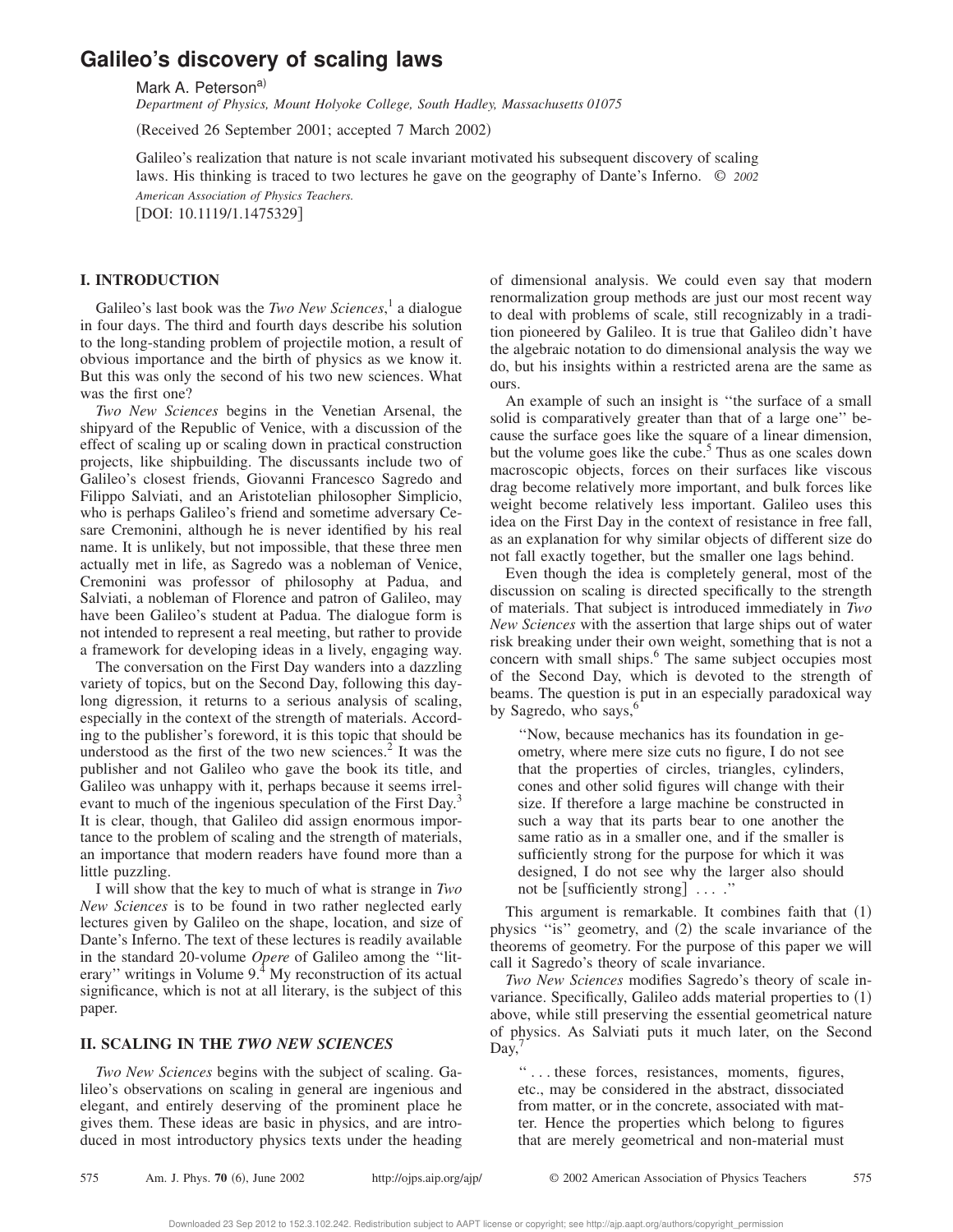# Galileo's discovery of scaling laws

Mark A. Peterson[a)]

*Department of Physics, Mount Holyoke College, South Hadley, Massachusetts 01075*

(Received 26 September 2001; accepted 7 March 2002)

Galileo's realization that nature is not scale invariant motivated his subsequent discovery of scaling laws. His thinking is traced to two lectures he gave on the geography of Dante's Inferno. © *2002 American Association of Physics Teachers.*

[DOI: 10.1119/1.1475329]

## I. INTRODUCTION

Galileo's last book was the *Two New Sciences*,[1] a dialogue in four days. The third and fourth days describe his solution to the long-standing problem of projectile motion, a result of obvious importance and the birth of physics as we know it. But this was only the second of his two new sciences. What was the first one?

*Two New Sciences* begins in the Venetian Arsenal, the shipyard of the Republic of Venice, with a discussion of the effect of scaling up or scaling down in practical construction projects, like shipbuilding. The discussants include two of Galileo's closest friends, Giovanni Francesco Sagredo and Filippo Salviati, and an Aristotelian philosopher Simplicio, who is perhaps Galileo's friend and sometime adversary Cesare Cremonini, although he is never identified by his real name. It is unlikely, but not impossible, that these three men actually met in life, as Sagredo was a nobleman of Venice, Cremonini was professor of philosophy at Padua, and Salviati, a nobleman of Florence and patron of Galileo, may have been Galileo's student at Padua. The dialogue form is not intended to represent a real meeting, but rather to provide a framework for developing ideas in a lively, engaging way.

The conversation on the First Day wanders into a dazzling variety of topics, but on the Second Day, following this day-long digression, it returns to a serious analysis of scaling, especially in the context of the strength of materials. According to the publisher's foreword, it is this topic that should be understood as the first of the two new sciences.[2] It was the publisher and not Galileo who gave the book its title, and Galileo was unhappy with it, perhaps because it seems irrelevant to much of the ingenious speculation of the First Day.[3] It is clear, though, that Galileo did assign enormous importance to the problem of scaling and the strength of materials, an importance that modern readers have found more than a little puzzling.

I will show that the key to much of what is strange in *Two New Sciences* is to be found in two rather neglected early lectures given by Galileo on the shape, location, and size of Dante's Inferno. The text of these lectures is readily available in the standard 20-volume *Opere* of Galileo among the "literary" writings in Volume 9.[4] My reconstruction of its actual significance, which is not at all literary, is the subject of this paper.

## II. SCALING IN THE *TWO NEW SCIENCES*

*Two New Sciences* begins with the subject of scaling. Galileo's observations on scaling in general are ingenious and elegant, and entirely deserving of the prominent place he gives them. These ideas are basic in physics, and are introduced in most introductory physics texts under the heading of dimensional analysis. We could even say that modern renormalization group methods are just our most recent way to deal with problems of scale, still recognizably in a tradition pioneered by Galileo. It is true that Galileo didn't have the algebraic notation to do dimensional analysis the way we do, but his insights within a restricted arena are the same as ours.

An example of such an insight is "the surface of a small solid is comparatively greater than that of a large one" because the surface goes like the square of a linear dimension, but the volume goes like the cube.[5] Thus as one scales down macroscopic objects, forces on their surfaces like viscous drag become relatively more important, and bulk forces like weight become relatively less important. Galileo uses this idea on the First Day in the context of resistance in free fall, as an explanation for why similar objects of different size do not fall exactly together, but the smaller one lags behind.

Even though the idea is completely general, most of the discussion on scaling is directed specifically to the strength of materials. That subject is introduced immediately in *Two New Sciences* with the assertion that large ships out of water risk breaking under their own weight, something that is not a concern with small ships.[6] The same subject occupies most of the Second Day, which is devoted to the strength of beams. The question is put in an especially paradoxical way by Sagredo, who says,[6]

> "Now, because mechanics has its foundation in geometry, where mere size cuts no figure, I do not see that the properties of circles, triangles, cylinders, cones and other solid figures will change with their size. If therefore a large machine be constructed in such a way that its parts bear to one another the same ratio as in a smaller one, and if the smaller is sufficiently strong for the purpose for which it was designed, I do not see why the larger also should not be [sufficiently strong] . . . ."

This argument is remarkable. It combines faith that (1) physics "is" geometry, and (2) the scale invariance of the theorems of geometry. For the purpose of this paper we will call it Sagredo's theory of scale invariance.

*Two New Sciences* modifies Sagredo's theory of scale invariance. Specifically, Galileo adds material properties to (1) above, while still preserving the essential geometrical nature of physics. As Salviati puts it much later, on the Second Day,[7]

> " . . . these forces, resistances, moments, figures, etc., may be considered in the abstract, dissociated from matter, or in the concrete, associated with matter. Hence the properties which belong to figures that are merely geometrical and non-material must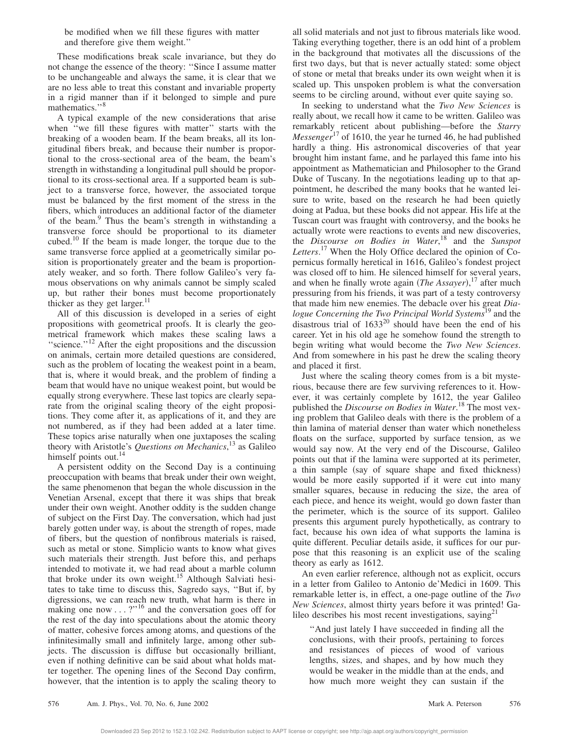be modified when we fill these figures with matter and therefore give them weight."

These modifications break scale invariance, but they do not change the essence of the theory: "Since I assume matter to be unchangeable and always the same, it is clear that we are no less able to treat this constant and invariable property in a rigid manner than if it belonged to simple and pure mathematics."[8]

A typical example of the new considerations that arise when "we fill these figures with matter" starts with the breaking of a wooden beam. If the beam breaks, all its longitudinal fibers break, and because their number is proportional to the cross-sectional area of the beam, the beam's strength in withstanding a longitudinal pull should be proportional to its cross-sectional area. If a supported beam is subject to a transverse force, however, the associated torque must be balanced by the first moment of the stress in the fibers, which introduces an additional factor of the diameter of the beam.[9] Thus the beam's strength in withstanding a transverse force should be proportional to its diameter cubed.[10] If the beam is made longer, the torque due to the same transverse force applied at a geometrically similar position is proportionately greater and the beam is proportionately weaker, and so forth. There follow Galileo's very famous observations on why animals cannot be simply scaled up, but rather their bones must become proportionately thicker as they get larger.[11]

All of this discussion is developed in a series of eight propositions with geometrical proofs. It is clearly the geometrical framework which makes these scaling laws a "science."[12] After the eight propositions and the discussion on animals, certain more detailed questions are considered, such as the problem of locating the weakest point in a beam, that is, where it would break, and the problem of finding a beam that would have no unique weakest point, but would be equally strong everywhere. These last topics are clearly separate from the original scaling theory of the eight propositions. They come after it, as applications of it, and they are not numbered, as if they had been added at a later time. These topics arise naturally when one juxtaposes the scaling theory with Aristotle's *Questions on Mechanics*,[13] as Galileo himself points out.[14]

A persistent oddity on the Second Day is a continuing preoccupation with beams that break under their own weight, the same phenomenon that began the whole discussion in the Venetian Arsenal, except that there it was ships that break under their own weight. Another oddity is the sudden change of subject on the First Day. The conversation, which had just barely gotten under way, is about the strength of ropes, made of fibers, but the question of nonfibrous materials is raised, such as metal or stone. Simplicio wants to know what gives such materials their strength. Just before this, and perhaps intended to motivate it, we had read about a marble column that broke under its own weight.[15] Although Salviati hesitates to take time to discuss this, Sagredo says, "But if, by digressions, we can reach new truth, what harm is there in making one now . . . ?"[16] and the conversation goes off for the rest of the day into speculations about the atomic theory of matter, cohesive forces among atoms, and questions of the infinitesimally small and infinitely large, among other subjects. The discussion is diffuse but occasionally brilliant, even if nothing definitive can be said about what holds matter together. The opening lines of the Second Day confirm, however, that the intention is to apply the scaling theory to all solid materials and not just to fibrous materials like wood. Taking everything together, there is an odd hint of a problem in the background that motivates all the discussions of the first two days, but that is never actually stated: some object of stone or metal that breaks under its own weight when it is scaled up. This unspoken problem is what the conversation seems to be circling around, without ever quite saying so.

In seeking to understand what the *Two New Sciences* is really about, we recall how it came to be written. Galileo was remarkably reticent about publishing—before the *Starry Messenger*[17] of 1610, the year he turned 46, he had published hardly a thing. His astronomical discoveries of that year brought him instant fame, and he parlayed this fame into his appointment as Mathematician and Philosopher to the Grand Duke of Tuscany. In the negotiations leading up to that appointment, he described the many books that he wanted leisure to write, based on the research he had been quietly doing at Padua, but these books did not appear. His life at the Tuscan court was fraught with controversy, and the books he actually wrote were reactions to events and new discoveries, the *Discourse on Bodies in Water*,[18] and the *Sunspot Letters*.[17] When the Holy Office declared the opinion of Copernicus formally heretical in 1616, Galileo's fondest project was closed off to him. He silenced himself for several years, and when he finally wrote again (*The Assayer*),[17] after much pressuring from his friends, it was part of a testy controversy that made him new enemies. The debacle over his great *Dialogue Concerning the Two Principal World Systems*[19] and the disastrous trial of 1633[20] should have been the end of his career. Yet in his old age he somehow found the strength to begin writing what would become the *Two New Sciences*. And from somewhere in his past he drew the scaling theory and placed it first.

Just where the scaling theory comes from is a bit mysterious, because there are few surviving references to it. However, it was certainly complete by 1612, the year Galileo published the *Discourse on Bodies in Water*.[18] The most vexing problem that Galileo deals with there is the problem of a thin lamina of material denser than water which nonetheless floats on the surface, supported by surface tension, as we would say now. At the very end of the Discourse, Galileo points out that if the lamina were supported at its perimeter, a thin sample (say of square shape and fixed thickness) would be more easily supported if it were cut into many smaller squares, because in reducing the size, the area of each piece, and hence its weight, would go down faster than the perimeter, which is the source of its support. Galileo presents this argument purely hypothetically, as contrary to fact, because his own idea of what supports the lamina is quite different. Peculiar details aside, it suffices for our purpose that this reasoning is an explicit use of the scaling theory as early as 1612.

An even earlier reference, although not as explicit, occurs in a letter from Galileo to Antonio de'Medici in 1609. This remarkable letter is, in effect, a one-page outline of the *Two New Sciences*, almost thirty years before it was printed! Galileo describes his most recent investigations, saying[21]

> "And just lately I have succeeded in finding all the conclusions, with their proofs, pertaining to forces and resistances of pieces of wood of various lengths, sizes, and shapes, and by how much they would be weaker in the middle than at the ends, and how much more weight they can sustain if the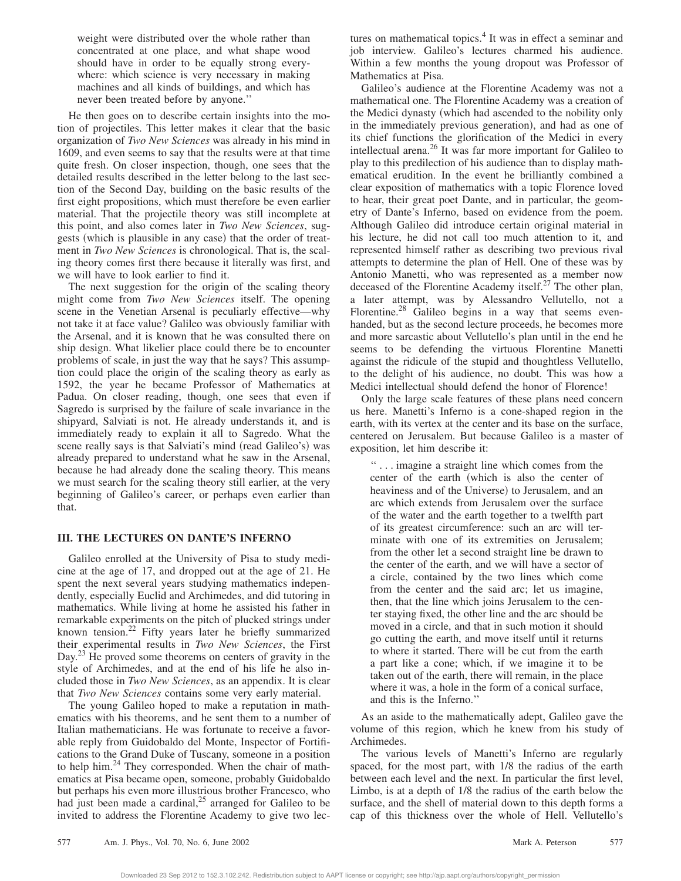weight were distributed over the whole rather than concentrated at one place, and what shape wood should have in order to be equally strong everywhere: which science is very necessary in making machines and all kinds of buildings, and which has never been treated before by anyone.''

He then goes on to describe certain insights into the motion of projectiles. This letter makes it clear that the basic organization of *Two New Sciences* was already in his mind in 1609, and even seems to say that the results were at that time quite fresh. On closer inspection, though, one sees that the detailed results described in the letter belong to the last section of the Second Day, building on the basic results of the first eight propositions, which must therefore be even earlier material. That the projectile theory was still incomplete at this point, and also comes later in *Two New Sciences*, suggests (which is plausible in any case) that the order of treatment in *Two New Sciences* is chronological. That is, the scaling theory comes first there because it literally was first, and we will have to look earlier to find it.

The next suggestion for the origin of the scaling theory might come from *Two New Sciences* itself. The opening scene in the Venetian Arsenal is peculiarly effective—why not take it at face value? Galileo was obviously familiar with the Arsenal, and it is known that he was consulted there on ship design. What likelier place could there be to encounter problems of scale, in just the way that he says? This assumption could place the origin of the scaling theory as early as 1592, the year he became Professor of Mathematics at Padua. On closer reading, though, one sees that even if Sagredo is surprised by the failure of scale invariance in the shipyard, Salviati is not. He already understands it, and is immediately ready to explain it all to Sagredo. What the scene really says is that Salviati's mind (read Galileo's) was already prepared to understand what he saw in the Arsenal, because he had already done the scaling theory. This means we must search for the scaling theory still earlier, at the very beginning of Galileo's career, or perhaps even earlier than that.

## III. THE LECTURES ON DANTE'S INFERNO

Galileo enrolled at the University of Pisa to study medicine at the age of 17, and dropped out at the age of 21. He spent the next several years studying mathematics independently, especially Euclid and Archimedes, and did tutoring in mathematics. While living at home he assisted his father in remarkable experiments on the pitch of plucked strings under known tension.[22] Fifty years later he briefly summarized their experimental results in *Two New Sciences*, the First Day.[23] He proved some theorems on centers of gravity in the style of Archimedes, and at the end of his life he also included those in *Two New Sciences*, as an appendix. It is clear that *Two New Sciences* contains some very early material.

The young Galileo hoped to make a reputation in mathematics with his theorems, and he sent them to a number of Italian mathematicians. He was fortunate to receive a favorable reply from Guidobaldo del Monte, Inspector of Fortifications to the Grand Duke of Tuscany, someone in a position to help him.[24] They corresponded. When the chair of mathematics at Pisa became open, someone, probably Guidobaldo but perhaps his even more illustrious brother Francesco, who had just been made a cardinal,[25] arranged for Galileo to be invited to address the Florentine Academy to give two lectures on mathematical topics.[4] It was in effect a seminar and job interview. Galileo's lectures charmed his audience. Within a few months the young dropout was Professor of Mathematics at Pisa.

Galileo's audience at the Florentine Academy was not a mathematical one. The Florentine Academy was a creation of the Medici dynasty (which had ascended to the nobility only in the immediately previous generation), and had as one of its chief functions the glorification of the Medici in every intellectual arena.[26] It was far more important for Galileo to play to this predilection of his audience than to display mathematical erudition. In the event he brilliantly combined a clear exposition of mathematics with a topic Florence loved to hear, their great poet Dante, and in particular, the geometry of Dante's Inferno, based on evidence from the poem. Although Galileo did introduce certain original material in his lecture, he did not call too much attention to it, and represented himself rather as describing two previous rival attempts to determine the plan of Hell. One of these was by Antonio Manetti, who was represented as a member now deceased of the Florentine Academy itself.[27] The other plan, a later attempt, was by Alessandro Vellutello, not a Florentine.[28] Galileo begins in a way that seems even-handed, but as the second lecture proceeds, he becomes more and more sarcastic about Vellutello's plan until in the end he seems to be defending the virtuous Florentine Manetti against the ridicule of the stupid and thoughtless Vellutello, to the delight of his audience, no doubt. This was how a Medici intellectual should defend the honor of Florence!

Only the large scale features of these plans need concern us here. Manetti's Inferno is a cone-shaped region in the earth, with its vertex at the center and its base on the surface, centered on Jerusalem. But because Galileo is a master of exposition, let him describe it:

> ''. . . imagine a straight line which comes from the center of the earth (which is also the center of heaviness and of the Universe) to Jerusalem, and an arc which extends from Jerusalem over the surface of the water and the earth together to a twelfth part of its greatest circumference: such an arc will terminate with one of its extremities on Jerusalem; from the other let a second straight line be drawn to the center of the earth, and we will have a sector of a circle, contained by the two lines which come from the center and the said arc; let us imagine, then, that the line which joins Jerusalem to the center staying fixed, the other line and the arc should be moved in a circle, and that in such motion it should go cutting the earth, and move itself until it returns to where it started. There will be cut from the earth a part like a cone; which, if we imagine it to be taken out of the earth, there will remain, in the place where it was, a hole in the form of a conical surface, and this is the Inferno.''

As an aside to the mathematically adept, Galileo gave the volume of this region, which he knew from his study of Archimedes.

The various levels of Manetti's Inferno are regularly spaced, for the most part, with 1/8 the radius of the earth between each level and the next. In particular the first level, Limbo, is at a depth of 1/8 the radius of the earth below the surface, and the shell of material down to this depth forms a cap of this thickness over the whole of Hell. Vellutello's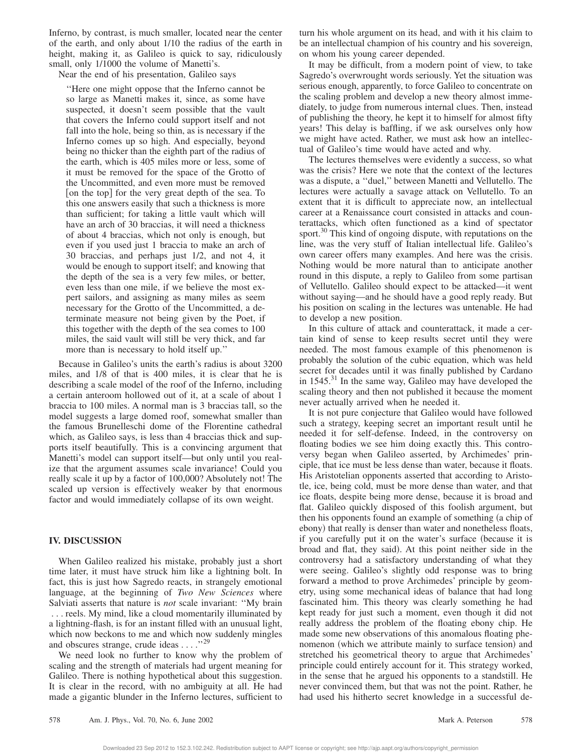Inferno, by contrast, is much smaller, located near the center of the earth, and only about 1/10 the radius of the earth in height, making it, as Galileo is quick to say, ridiculously small, only 1/1000 the volume of Manetti's.

Near the end of his presentation, Galileo says

> "Here one might oppose that the Inferno cannot be so large as Manetti makes it, since, as some have suspected, it doesn't seem possible that the vault that covers the Inferno could support itself and not fall into the hole, being so thin, as is necessary if the Inferno comes up so high. And especially, beyond being no thicker than the eighth part of the radius of the earth, which is 405 miles more or less, some of it must be removed for the space of the Grotto of the Uncommitted, and even more must be removed [on the top] for the very great depth of the sea. To this one answers easily that such a thickness is more than sufficient; for taking a little vault which will have an arch of 30 braccias, it will need a thickness of about 4 braccias, which not only is enough, but even if you used just 1 braccia to make an arch of 30 braccias, and perhaps just 1/2, and not 4, it would be enough to support itself; and knowing that the depth of the sea is a very few miles, or better, even less than one mile, if we believe the most expert sailors, and assigning as many miles as seem necessary for the Grotto of the Uncommitted, a determinate measure not being given by the Poet, if this together with the depth of the sea comes to 100 miles, the said vault will still be very thick, and far more than is necessary to hold itself up."

Because in Galileo's units the earth's radius is about 3200 miles, and 1/8 of that is 400 miles, it is clear that he is describing a scale model of the roof of the Inferno, including a certain anteroom hollowed out of it, at a scale of about 1 braccia to 100 miles. A normal man is 3 braccias tall, so the model suggests a large domed roof, somewhat smaller than the famous Brunelleschi dome of the Florentine cathedral which, as Galileo says, is less than 4 braccias thick and supports itself beautifully. This is a convincing argument that Manetti's model can support itself—but only until you realize that the argument assumes scale invariance! Could you really scale it up by a factor of 100,000? Absolutely not! The scaled up version is effectively weaker by that enormous factor and would immediately collapse of its own weight.

## IV. DISCUSSION

When Galileo realized his mistake, probably just a short time later, it must have struck him like a lightning bolt. In fact, this is just how Sagredo reacts, in strangely emotional language, at the beginning of *Two New Sciences* where Salviati asserts that nature is *not* scale invariant: "My brain ... reels. My mind, like a cloud momentarily illuminated by a lightning-flash, is for an instant filled with an unusual light, which now beckons to me and which now suddenly mingles and obscures strange, crude ideas ...."[29]

We need look no further to know why the problem of scaling and the strength of materials had urgent meaning for Galileo. There is nothing hypothetical about this suggestion. It is clear in the record, with no ambiguity at all. He had made a gigantic blunder in the Inferno lectures, sufficient to turn his whole argument on its head, and with it his claim to be an intellectual champion of his country and his sovereign, on whom his young career depended.

It may be difficult, from a modern point of view, to take Sagredo's overwrought words seriously. Yet the situation was serious enough, apparently, to force Galileo to concentrate on the scaling problem and develop a new theory almost immediately, to judge from numerous internal clues. Then, instead of publishing the theory, he kept it to himself for almost fifty years! This delay is baffling, if we ask ourselves only how we might have acted. Rather, we must ask how an intellectual of Galileo's time would have acted and why.

The lectures themselves were evidently a success, so what was the crisis? Here we note that the context of the lectures was a dispute, a "duel," between Manetti and Vellutello. The lectures were actually a savage attack on Vellutello. To an extent that it is difficult to appreciate now, an intellectual career at a Renaissance court consisted in attacks and counterattacks, which often functioned as a kind of spectator sport.[30] This kind of ongoing dispute, with reputations on the line, was the very stuff of Italian intellectual life. Galileo's own career offers many examples. And here was the crisis. Nothing would be more natural than to anticipate another round in this dispute, a reply to Galileo from some partisan of Vellutello. Galileo should expect to be attacked—it went without saying—and he should have a good reply ready. But his position on scaling in the lectures was untenable. He had to develop a new position.

In this culture of attack and counterattack, it made a certain kind of sense to keep results secret until they were needed. The most famous example of this phenomenon is probably the solution of the cubic equation, which was held secret for decades until it was finally published by Cardano in 1545.[31] In the same way, Galileo may have developed the scaling theory and then not published it because the moment never actually arrived when he needed it.

It is not pure conjecture that Galileo would have followed such a strategy, keeping secret an important result until he needed it for self-defense. Indeed, in the controversy on floating bodies we see him doing exactly this. This controversy began when Galileo asserted, by Archimedes' principle, that ice must be less dense than water, because it floats. His Aristotelian opponents asserted that according to Aristotle, ice, being cold, must be more dense than water, and that ice floats, despite being more dense, because it is broad and flat. Galileo quickly disposed of this foolish argument, but then his opponents found an example of something (a chip of ebony) that really is denser than water and nonetheless floats, if you carefully put it on the water's surface (because it is broad and flat, they said). At this point neither side in the controversy had a satisfactory understanding of what they were seeing. Galileo's slightly odd response was to bring forward a method to prove Archimedes' principle by geometry, using some mechanical ideas of balance that had long fascinated him. This theory was clearly something he had kept ready for just such a moment, even though it did not really address the problem of the floating ebony chip. He made some new observations of this anomalous floating phenomenon (which we attribute mainly to surface tension) and stretched his geometrical theory to argue that Archimedes' principle could entirely account for it. This strategy worked, in the sense that he argued his opponents to a standstill. He never convinced them, but that was not the point. Rather, he had used his hitherto secret knowledge in a successful de-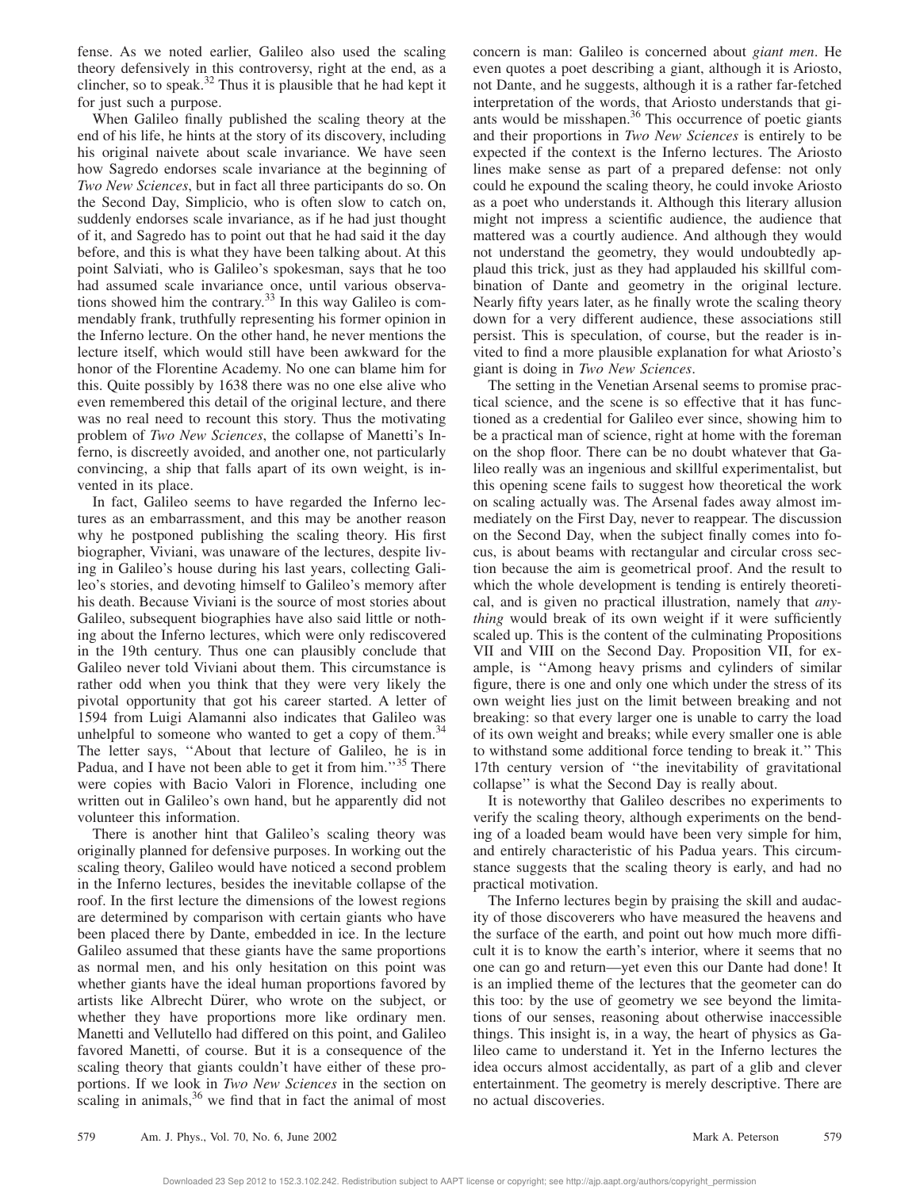fense. As we noted earlier, Galileo also used the scaling theory defensively in this controversy, right at the end, as a clincher, so to speak.[32] Thus it is plausible that he had kept it for just such a purpose.

When Galileo finally published the scaling theory at the end of his life, he hints at the story of its discovery, including his original naivete about scale invariance. We have seen how Sagredo endorses scale invariance at the beginning of *Two New Sciences*, but in fact all three participants do so. On the Second Day, Simplicio, who is often slow to catch on, suddenly endorses scale invariance, as if he had just thought of it, and Sagredo has to point out that he had said it the day before, and this is what they have been talking about. At this point Salviati, who is Galileo's spokesman, says that he too had assumed scale invariance once, until various observations showed him the contrary.[33] In this way Galileo is commendably frank, truthfully representing his former opinion in the Inferno lecture. On the other hand, he never mentions the lecture itself, which would still have been awkward for the honor of the Florentine Academy. No one can blame him for this. Quite possibly by 1638 there was no one else alive who even remembered this detail of the original lecture, and there was no real need to recount this story. Thus the motivating problem of *Two New Sciences*, the collapse of Manetti's Inferno, is discreetly avoided, and another one, not particularly convincing, a ship that falls apart of its own weight, is invented in its place.

In fact, Galileo seems to have regarded the Inferno lectures as an embarrassment, and this may be another reason why he postponed publishing the scaling theory. His first biographer, Viviani, was unaware of the lectures, despite living in Galileo's house during his last years, collecting Galileo's stories, and devoting himself to Galileo's memory after his death. Because Viviani is the source of most stories about Galileo, subsequent biographies have also said little or nothing about the Inferno lectures, which were only rediscovered in the 19th century. Thus one can plausibly conclude that Galileo never told Viviani about them. This circumstance is rather odd when you think that they were very likely the pivotal opportunity that got his career started. A letter of 1594 from Luigi Alamanni also indicates that Galileo was unhelpful to someone who wanted to get a copy of them.[34] The letter says, "About that lecture of Galileo, he is in Padua, and I have not been able to get it from him."[35] There were copies with Bacio Valori in Florence, including one written out in Galileo's own hand, but he apparently did not volunteer this information.

There is another hint that Galileo's scaling theory was originally planned for defensive purposes. In working out the scaling theory, Galileo would have noticed a second problem in the Inferno lectures, besides the inevitable collapse of the roof. In the first lecture the dimensions of the lowest regions are determined by comparison with certain giants who have been placed there by Dante, embedded in ice. In the lecture Galileo assumed that these giants have the same proportions as normal men, and his only hesitation on this point was whether giants have the ideal human proportions favored by artists like Albrecht Dürer, who wrote on the subject, or whether they have proportions more like ordinary men. Manetti and Vellutello had differed on this point, and Galileo favored Manetti, of course. But it is a consequence of the scaling theory that giants couldn't have either of these proportions. If we look in *Two New Sciences* in the section on scaling in animals,[36] we find that in fact the animal of most concern is man: Galileo is concerned about *giant men*. He even quotes a poet describing a giant, although it is Ariosto, not Dante, and he suggests, although it is a rather far-fetched interpretation of the words, that Ariosto understands that giants would be misshapen.[36] This occurrence of poetic giants and their proportions in *Two New Sciences* is entirely to be expected if the context is the Inferno lectures. The Ariosto lines make sense as part of a prepared defense: not only could he expound the scaling theory, he could invoke Ariosto as a poet who understands it. Although this literary allusion might not impress a scientific audience, the audience that mattered was a courtly audience. And although they would not understand the geometry, they would undoubtedly applaud this trick, just as they had applauded his skillful combination of Dante and geometry in the original lecture. Nearly fifty years later, as he finally wrote the scaling theory down for a very different audience, these associations still persist. This is speculation, of course, but the reader is invited to find a more plausible explanation for what Ariosto's giant is doing in *Two New Sciences*.

The setting in the Venetian Arsenal seems to promise practical science, and the scene is so effective that it has functioned as a credential for Galileo ever since, showing him to be a practical man of science, right at home with the foreman on the shop floor. There can be no doubt whatever that Galileo really was an ingenious and skillful experimentalist, but this opening scene fails to suggest how theoretical the work on scaling actually was. The Arsenal fades away almost immediately on the First Day, never to reappear. The discussion on the Second Day, when the subject finally comes into focus, is about beams with rectangular and circular cross section because the aim is geometrical proof. And the result to which the whole development is tending is entirely theoretical, and is given no practical illustration, namely that *anything* would break of its own weight if it were sufficiently scaled up. This is the content of the culminating Propositions VII and VIII on the Second Day. Proposition VII, for example, is "Among heavy prisms and cylinders of similar figure, there is one and only one which under the stress of its own weight lies just on the limit between breaking and not breaking: so that every larger one is unable to carry the load of its own weight and breaks; while every smaller one is able to withstand some additional force tending to break it." This 17th century version of "the inevitability of gravitational collapse" is what the Second Day is really about.

It is noteworthy that Galileo describes no experiments to verify the scaling theory, although experiments on the bending of a loaded beam would have been very simple for him, and entirely characteristic of his Padua years. This circumstance suggests that the scaling theory is early, and had no practical motivation.

The Inferno lectures begin by praising the skill and audacity of those discoverers who have measured the heavens and the surface of the earth, and point out how much more difficult it is to know the earth's interior, where it seems that no one can go and return—yet even this our Dante had done! It is an implied theme of the lectures that the geometer can do this too: by the use of geometry we see beyond the limitations of our senses, reasoning about otherwise inaccessible things. This insight is, in a way, the heart of physics as Galileo came to understand it. Yet in the Inferno lectures the idea occurs almost accidentally, as part of a glib and clever entertainment. The geometry is merely descriptive. There are no actual discoveries.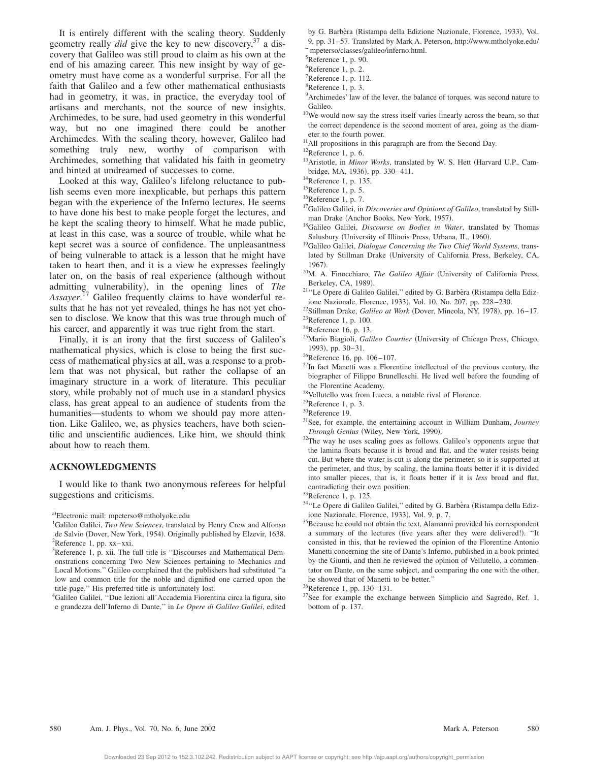It is entirely different with the scaling theory. Suddenly geometry really *did* give the key to new discovery,[37] a discovery that Galileo was still proud to claim as his own at the end of his amazing career. This new insight by way of geometry must have come as a wonderful surprise. For all the faith that Galileo and a few other mathematical enthusiasts had in geometry, it was, in practice, the everyday tool of artisans and merchants, not the source of new insights. Archimedes, to be sure, had used geometry in this wonderful way, but no one imagined there could be another Archimedes. With the scaling theory, however, Galileo had something truly new, worthy of comparison with Archimedes, something that validated his faith in geometry and hinted at undreamed of successes to come.

Looked at this way, Galileo's lifelong reluctance to publish seems even more inexplicable, but perhaps this pattern began with the experience of the Inferno lectures. He seems to have done his best to make people forget the lectures, and he kept the scaling theory to himself. What he made public, at least in this case, was a source of trouble, while what he kept secret was a source of confidence. The unpleasantness of being vulnerable to attack is a lesson that he might have taken to heart then, and it is a view he expresses feelingly later on, on the basis of real experience (although without admitting vulnerability), in the opening lines of *The Assayer*.[17] Galileo frequently claims to have wonderful results that he has not yet revealed, things he has not yet chosen to disclose. We know that this was true through much of his career, and apparently it was true right from the start.

Finally, it is an irony that the first success of Galileo's mathematical physics, which is close to being the first success of mathematical physics at all, was a response to a problem that was not physical, but rather the collapse of an imaginary structure in a work of literature. This peculiar story, while probably not of much use in a standard physics class, has great appeal to an audience of students from the humanities—students to whom we should pay more attention. Like Galileo, we, as physics teachers, have both scientific and unscientific audiences. Like him, we should think about how to reach them.

## ACKNOWLEDGMENTS

I would like to thank two anonymous referees for helpful suggestions and criticisms.

[a]Electronic mail: mpeterso@mtholyoke.edu

[1]Galileo Galilei, *Two New Sciences*, translated by Henry Crew and Alfonso de Salvio (Dover, New York, 1954). Originally published by Elzevir, 1638.

[2]Reference 1, pp. xx–xxi.

[3]Reference 1, p. xii. The full title is "Discourses and Mathematical Demonstrations concerning Two New Sciences pertaining to Mechanics and Local Motions." Galileo complained that the publishers had substituted "a low and common title for the noble and dignified one carried upon the title-page." His preferred title is unfortunately lost.

[4]Galileo Galilei, "Due lezioni all'Accademia Fiorentina circa la figura, sito e grandezza dell'Inferno di Dante," in *Le Opere di Galileo Galilei*, edited by G. Barbèra (Ristampa della Edizione Nazionale, Florence, 1933), Vol. 9, pp. 31–57. Translated by Mark A. Peterson, http://www.mtholyoke.edu/~mpeterso/classes/galileo/inferno.html.

[5]Reference 1, p. 90.

[6]Reference 1, p. 2.

[7]Reference 1, p. 112.

[8]Reference 1, p. 3.

[9]Archimedes' law of the lever, the balance of torques, was second nature to Galileo.

[10]We would now say the stress itself varies linearly across the beam, so that the correct dependence is the second moment of area, going as the diameter to the fourth power.

[11]All propositions in this paragraph are from the Second Day.

[12]Reference 1, p. 6.

[13]Aristotle, in *Minor Works*, translated by W. S. Hett (Harvard U.P., Cambridge, MA, 1936), pp. 330–411.

[14]Reference 1, p. 135.

[15]Reference 1, p. 5.

[16]Reference 1, p. 7.

[17]Galileo Galilei, in *Discoveries and Opinions of Galileo*, translated by Stillman Drake (Anchor Books, New York, 1957).

[18]Galileo Galilei, *Discourse on Bodies in Water*, translated by Thomas Salusbury (University of Illinois Press, Urbana, IL, 1960).

[19]Galileo Galilei, *Dialogue Concerning the Two Chief World Systems*, translated by Stillman Drake (University of California Press, Berkeley, CA, 1967).

[20]M. A. Finocchiaro, *The Galileo Affair* (University of California Press, Berkeley, CA, 1989).

[21]"Le Opere di Galileo Galilei," edited by G. Barbèra (Ristampa della Edizione Nazionale, Florence, 1933), Vol. 10, No. 207, pp. 228–230.

[22]Stillman Drake, *Galileo at Work* (Dover, Mineola, NY, 1978), pp. 16–17.

[23]Reference 1, p. 100.

[24]Reference 16, p. 13.

[25]Mario Biagioli, *Galileo Courtier* (University of Chicago Press, Chicago, 1993), pp. 30–31.

[26]Reference 16, pp. 106–107.

[27]In fact Manetti was a Florentine intellectual of the previous century, the biographer of Filippo Brunelleschi. He lived well before the founding of the Florentine Academy.

[28]Vellutello was from Lucca, a notable rival of Florence.

[29]Reference 1, p. 3.

[30]Reference 19.

[31]See, for example, the entertaining account in William Dunham, *Journey Through Genius* (Wiley, New York, 1990).

[32]The way he uses scaling goes as follows. Galileo's opponents argue that the lamina floats because it is broad and flat, and the water resists being cut. But where the water is cut is along the perimeter, so it is supported at the perimeter, and thus, by scaling, the lamina floats better if it is divided into smaller pieces, that is, it floats better if it is *less* broad and flat, contradicting their own position.

[33]Reference 1, p. 125.

[34]"Le Opere di Galileo Galilei," edited by G. Barbèra (Ristampa della Edizione Nazionale, Florence, 1933), Vol. 9, p. 7.

[35]Because he could not obtain the text, Alamanni provided his correspondent a summary of the lectures (five years after they were delivered!). "It consisted in this, that he reviewed the opinion of the Florentine Antonio Manetti concerning the site of Dante's Inferno, published in a book printed by the Giunti, and then he reviewed the opinion of Vellutello, a commentator on Dante, on the same subject, and comparing the one with the other, he showed that of Manetti to be better."

[36]Reference 1, pp. 130–131.

[37]See for example the exchange between Simplicio and Sagredo, Ref. 1, bottom of p. 137.